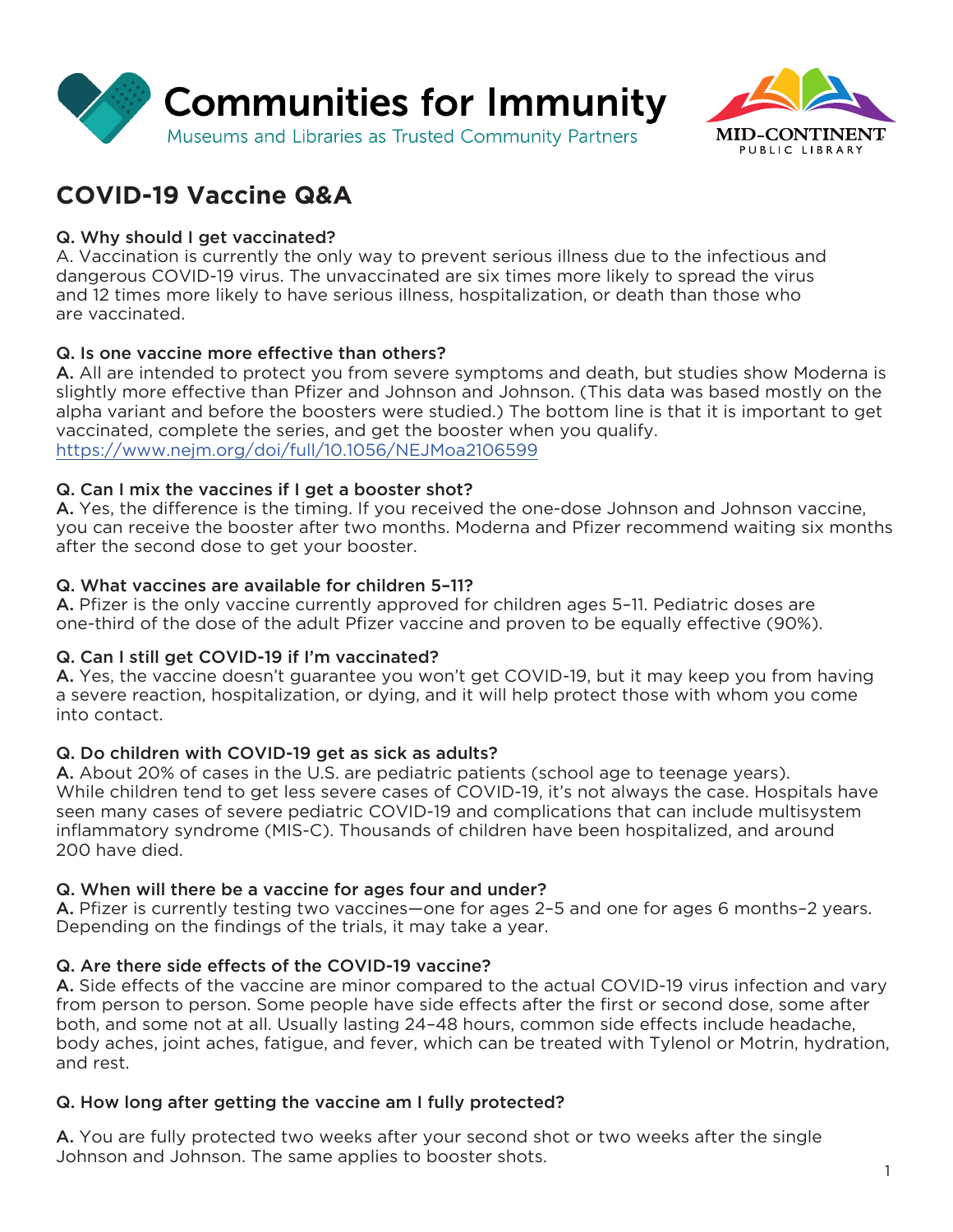# Communities for Immunity

Museums and Libraries as Trusted Community Partners

MID-CONTINENT PUBLIC LIBRARY

## COVID-19 Vaccine Q&A

**Q. Why should I get vaccinated?**

A. Vaccination is currently the only way to prevent serious illness due to the infectious and dangerous COVID-19 virus. The unvaccinated are six times more likely to spread the virus and 12 times more likely to have serious illness, hospitalization, or death than those who are vaccinated.

**Q. Is one vaccine more effective than others?**

**A.** All are intended to protect you from severe symptoms and death, but studies show Moderna is slightly more effective than Pfizer and Johnson and Johnson. (This data was based mostly on the alpha variant and before the boosters were studied.) The bottom line is that it is important to get vaccinated, complete the series, and get the booster when you qualify.
https://www.nejm.org/doi/full/10.1056/NEJMoa2106599

**Q. Can I mix the vaccines if I get a booster shot?**

**A.** Yes, the difference is the timing. If you received the one-dose Johnson and Johnson vaccine, you can receive the booster after two months. Moderna and Pfizer recommend waiting six months after the second dose to get your booster.

**Q. What vaccines are available for children 5–11?**

**A.** Pfizer is the only vaccine currently approved for children ages 5–11. Pediatric doses are one-third of the dose of the adult Pfizer vaccine and proven to be equally effective (90%).

**Q. Can I still get COVID-19 if I'm vaccinated?**

**A.** Yes, the vaccine doesn't guarantee you won't get COVID-19, but it may keep you from having a severe reaction, hospitalization, or dying, and it will help protect those with whom you come into contact.

**Q. Do children with COVID-19 get as sick as adults?**

**A.** About 20% of cases in the U.S. are pediatric patients (school age to teenage years). While children tend to get less severe cases of COVID-19, it's not always the case. Hospitals have seen many cases of severe pediatric COVID-19 and complications that can include multisystem inflammatory syndrome (MIS-C). Thousands of children have been hospitalized, and around 200 have died.

**Q. When will there be a vaccine for ages four and under?**

**A.** Pfizer is currently testing two vaccines—one for ages 2–5 and one for ages 6 months–2 years. Depending on the findings of the trials, it may take a year.

**Q. Are there side effects of the COVID-19 vaccine?**

**A.** Side effects of the vaccine are minor compared to the actual COVID-19 virus infection and vary from person to person. Some people have side effects after the first or second dose, some after both, and some not at all. Usually lasting 24–48 hours, common side effects include headache, body aches, joint aches, fatigue, and fever, which can be treated with Tylenol or Motrin, hydration, and rest.

**Q. How long after getting the vaccine am I fully protected?**

**A.** You are fully protected two weeks after your second shot or two weeks after the single Johnson and Johnson. The same applies to booster shots.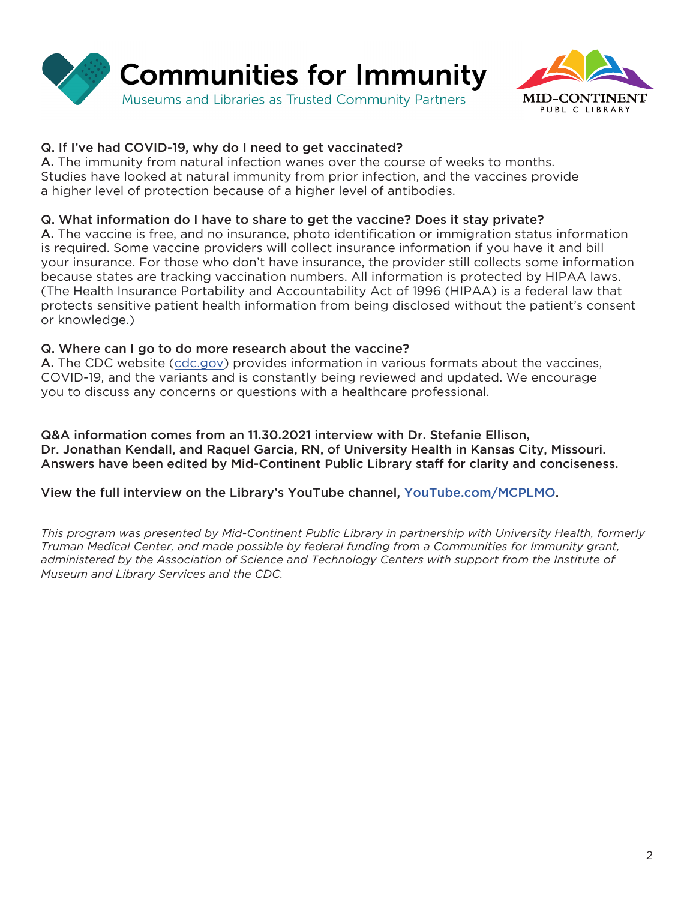**Q. If I've had COVID-19, why do I need to get vaccinated?**
**A.** The immunity from natural infection wanes over the course of weeks to months. Studies have looked at natural immunity from prior infection, and the vaccines provide a higher level of protection because of a higher level of antibodies.

**Q. What information do I have to share to get the vaccine? Does it stay private?**
**A.** The vaccine is free, and no insurance, photo identification or immigration status information is required. Some vaccine providers will collect insurance information if you have it and bill your insurance. For those who don't have insurance, the provider still collects some information because states are tracking vaccination numbers. All information is protected by HIPAA laws. (The Health Insurance Portability and Accountability Act of 1996 (HIPAA) is a federal law that protects sensitive patient health information from being disclosed without the patient's consent or knowledge.)

**Q. Where can I go to do more research about the vaccine?**
**A.** The CDC website ([cdc.gov](cdc.gov)) provides information in various formats about the vaccines, COVID-19, and the variants and is constantly being reviewed and updated. We encourage you to discuss any concerns or questions with a healthcare professional.

**Q&A information comes from an 11.30.2021 interview with Dr. Stefanie Ellison, Dr. Jonathan Kendall, and Raquel Garcia, RN, of University Health in Kansas City, Missouri. Answers have been edited by Mid-Continent Public Library staff for clarity and conciseness.**

**View the full interview on the Library's YouTube channel, [YouTube.com/MCPLMO](YouTube.com/MCPLMO).**

*This program was presented by Mid-Continent Public Library in partnership with University Health, formerly Truman Medical Center, and made possible by federal funding from a Communities for Immunity grant, administered by the Association of Science and Technology Centers with support from the Institute of Museum and Library Services and the CDC.*